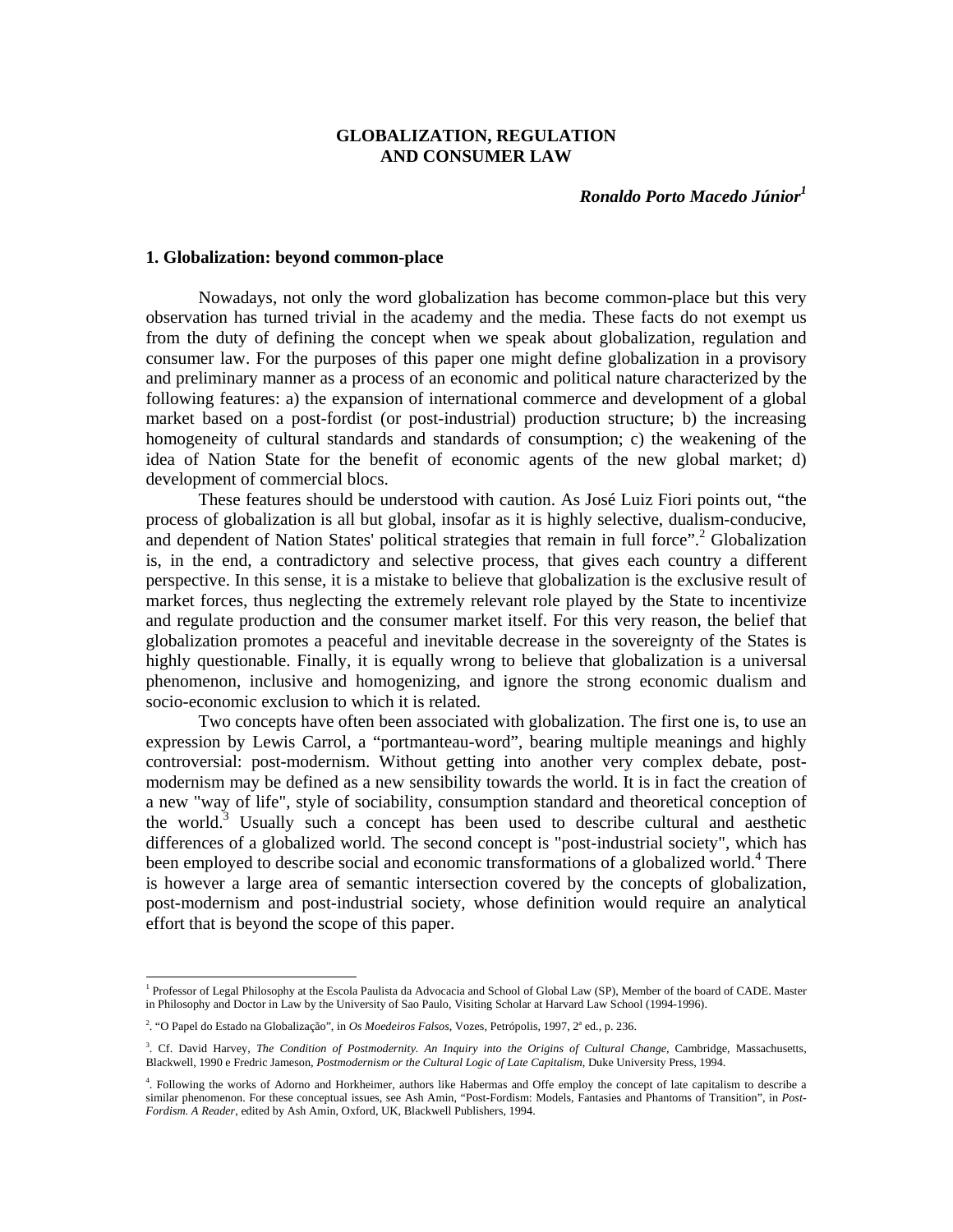# GLOBALIZATION, REGULATION AND CONSUMER LAW

***Ronaldo Porto Macedo Júnior***[1]

## 1. Globalization: beyond common-place

Nowadays, not only the word globalization has become common-place but this very observation has turned trivial in the academy and the media. These facts do not exempt us from the duty of defining the concept when we speak about globalization, regulation and consumer law. For the purposes of this paper one might define globalization in a provisory and preliminary manner as a process of an economic and political nature characterized by the following features: a) the expansion of international commerce and development of a global market based on a post-fordist (or post-industrial) production structure; b) the increasing homogeneity of cultural standards and standards of consumption; c) the weakening of the idea of Nation State for the benefit of economic agents of the new global market; d) development of commercial blocs.

These features should be understood with caution. As José Luiz Fiori points out, "the process of globalization is all but global, insofar as it is highly selective, dualism-conducive, and dependent of Nation States' political strategies that remain in full force".[2] Globalization is, in the end, a contradictory and selective process, that gives each country a different perspective. In this sense, it is a mistake to believe that globalization is the exclusive result of market forces, thus neglecting the extremely relevant role played by the State to incentivize and regulate production and the consumer market itself. For this very reason, the belief that globalization promotes a peaceful and inevitable decrease in the sovereignty of the States is highly questionable. Finally, it is equally wrong to believe that globalization is a universal phenomenon, inclusive and homogenizing, and ignore the strong economic dualism and socio-economic exclusion to which it is related.

Two concepts have often been associated with globalization. The first one is, to use an expression by Lewis Carrol, a "portmanteau-word", bearing multiple meanings and highly controversial: post-modernism. Without getting into another very complex debate, post-modernism may be defined as a new sensibility towards the world. It is in fact the creation of a new "way of life", style of sociability, consumption standard and theoretical conception of the world.[3] Usually such a concept has been used to describe cultural and aesthetic differences of a globalized world. The second concept is "post-industrial society", which has been employed to describe social and economic transformations of a globalized world.[4] There is however a large area of semantic intersection covered by the concepts of globalization, post-modernism and post-industrial society, whose definition would require an analytical effort that is beyond the scope of this paper.

---

[1] Professor of Legal Philosophy at the Escola Paulista da Advocacia and School of Global Law (SP), Member of the board of CADE. Master in Philosophy and Doctor in Law by the University of Sao Paulo, Visiting Scholar at Harvard Law School (1994-1996).

[2]. "O Papel do Estado na Globalização", in *Os Moedeiros Falsos*, Vozes, Petrópolis, 1997, 2ª ed., p. 236.

[3]. Cf. David Harvey, *The Condition of Postmodernity. An Inquiry into the Origins of Cultural Change*, Cambridge, Massachusetts, Blackwell, 1990 e Fredric Jameson, *Postmodernism or the Cultural Logic of Late Capitalism*, Duke University Press, 1994.

[4]. Following the works of Adorno and Horkheimer, authors like Habermas and Offe employ the concept of late capitalism to describe a similar phenomenon. For these conceptual issues, see Ash Amin, "Post-Fordism: Models, Fantasies and Phantoms of Transition", in *Post-Fordism. A Reader*, edited by Ash Amin, Oxford, UK, Blackwell Publishers, 1994.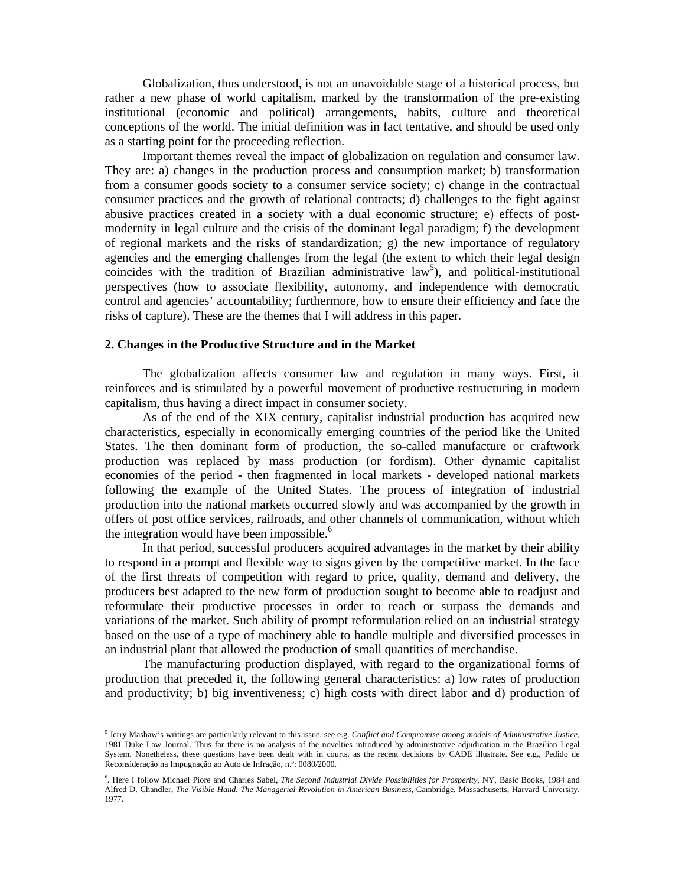Globalization, thus understood, is not an unavoidable stage of a historical process, but rather a new phase of world capitalism, marked by the transformation of the pre-existing institutional (economic and political) arrangements, habits, culture and theoretical conceptions of the world. The initial definition was in fact tentative, and should be used only as a starting point for the proceeding reflection.

Important themes reveal the impact of globalization on regulation and consumer law. They are: a) changes in the production process and consumption market; b) transformation from a consumer goods society to a consumer service society; c) change in the contractual consumer practices and the growth of relational contracts; d) challenges to the fight against abusive practices created in a society with a dual economic structure; e) effects of post-modernity in legal culture and the crisis of the dominant legal paradigm; f) the development of regional markets and the risks of standardization; g) the new importance of regulatory agencies and the emerging challenges from the legal (the extent to which their legal design coincides with the tradition of Brazilian administrative law[5]), and political-institutional perspectives (how to associate flexibility, autonomy, and independence with democratic control and agencies' accountability; furthermore, how to ensure their efficiency and face the risks of capture). These are the themes that I will address in this paper.

**2. Changes in the Productive Structure and in the Market**

The globalization affects consumer law and regulation in many ways. First, it reinforces and is stimulated by a powerful movement of productive restructuring in modern capitalism, thus having a direct impact in consumer society.

As of the end of the XIX century, capitalist industrial production has acquired new characteristics, especially in economically emerging countries of the period like the United States. The then dominant form of production, the so-called manufacture or craftwork production was replaced by mass production (or fordism). Other dynamic capitalist economies of the period - then fragmented in local markets - developed national markets following the example of the United States. The process of integration of industrial production into the national markets occurred slowly and was accompanied by the growth in offers of post office services, railroads, and other channels of communication, without which the integration would have been impossible.[6]

In that period, successful producers acquired advantages in the market by their ability to respond in a prompt and flexible way to signs given by the competitive market. In the face of the first threats of competition with regard to price, quality, demand and delivery, the producers best adapted to the new form of production sought to become able to readjust and reformulate their productive processes in order to reach or surpass the demands and variations of the market. Such ability of prompt reformulation relied on an industrial strategy based on the use of a type of machinery able to handle multiple and diversified processes in an industrial plant that allowed the production of small quantities of merchandise.

The manufacturing production displayed, with regard to the organizational forms of production that preceded it, the following general characteristics: a) low rates of production and productivity; b) big inventiveness; c) high costs with direct labor and d) production of

---

[5] Jerry Mashaw's writings are particularly relevant to this issue, see e.g. *Conflict and Compromise among models of Administrative Justice*, 1981 Duke Law Journal. Thus far there is no analysis of the novelties introduced by administrative adjudication in the Brazilian Legal System. Nonetheless, these questions have been dealt with in courts, as the recent decisions by CADE illustrate. See e.g., Pedido de Reconsideração na Impugnação ao Auto de Infração, n.º: 0080/2000.

[6]. Here I follow Michael Piore and Charles Sabel, *The Second Industrial Divide Possibilities for Prosperity*, NY, Basic Books, 1984 and Alfred D. Chandler, *The Visible Hand. The Managerial Revolution in American Business*, Cambridge, Massachusetts, Harvard University, 1977.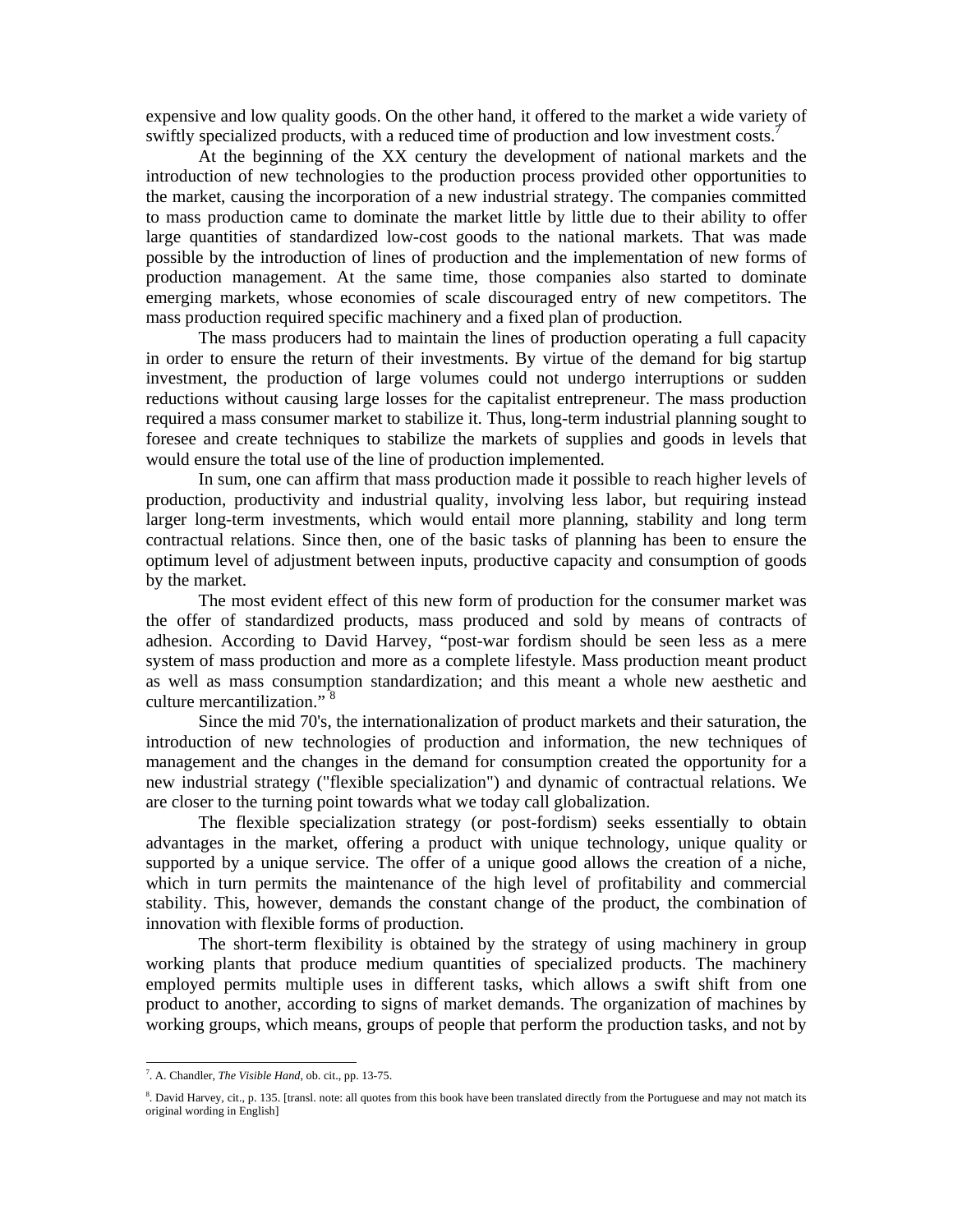expensive and low quality goods. On the other hand, it offered to the market a wide variety of swiftly specialized products, with a reduced time of production and low investment costs.[7]

At the beginning of the XX century the development of national markets and the introduction of new technologies to the production process provided other opportunities to the market, causing the incorporation of a new industrial strategy. The companies committed to mass production came to dominate the market little by little due to their ability to offer large quantities of standardized low-cost goods to the national markets. That was made possible by the introduction of lines of production and the implementation of new forms of production management. At the same time, those companies also started to dominate emerging markets, whose economies of scale discouraged entry of new competitors. The mass production required specific machinery and a fixed plan of production.

The mass producers had to maintain the lines of production operating a full capacity in order to ensure the return of their investments. By virtue of the demand for big startup investment, the production of large volumes could not undergo interruptions or sudden reductions without causing large losses for the capitalist entrepreneur. The mass production required a mass consumer market to stabilize it. Thus, long-term industrial planning sought to foresee and create techniques to stabilize the markets of supplies and goods in levels that would ensure the total use of the line of production implemented.

In sum, one can affirm that mass production made it possible to reach higher levels of production, productivity and industrial quality, involving less labor, but requiring instead larger long-term investments, which would entail more planning, stability and long term contractual relations. Since then, one of the basic tasks of planning has been to ensure the optimum level of adjustment between inputs, productive capacity and consumption of goods by the market.

The most evident effect of this new form of production for the consumer market was the offer of standardized products, mass produced and sold by means of contracts of adhesion. According to David Harvey, "post-war fordism should be seen less as a mere system of mass production and more as a complete lifestyle. Mass production meant product as well as mass consumption standardization; and this meant a whole new aesthetic and culture mercantilization." [8]

Since the mid 70's, the internationalization of product markets and their saturation, the introduction of new technologies of production and information, the new techniques of management and the changes in the demand for consumption created the opportunity for a new industrial strategy ("flexible specialization") and dynamic of contractual relations. We are closer to the turning point towards what we today call globalization.

The flexible specialization strategy (or post-fordism) seeks essentially to obtain advantages in the market, offering a product with unique technology, unique quality or supported by a unique service. The offer of a unique good allows the creation of a niche, which in turn permits the maintenance of the high level of profitability and commercial stability. This, however, demands the constant change of the product, the combination of innovation with flexible forms of production.

The short-term flexibility is obtained by the strategy of using machinery in group working plants that produce medium quantities of specialized products. The machinery employed permits multiple uses in different tasks, which allows a swift shift from one product to another, according to signs of market demands. The organization of machines by working groups, which means, groups of people that perform the production tasks, and not by

---

[7]. A. Chandler, *The Visible Hand*, ob. cit., pp. 13-75.

[8]. David Harvey, cit., p. 135. [transl. note: all quotes from this book have been translated directly from the Portuguese and may not match its original wording in English]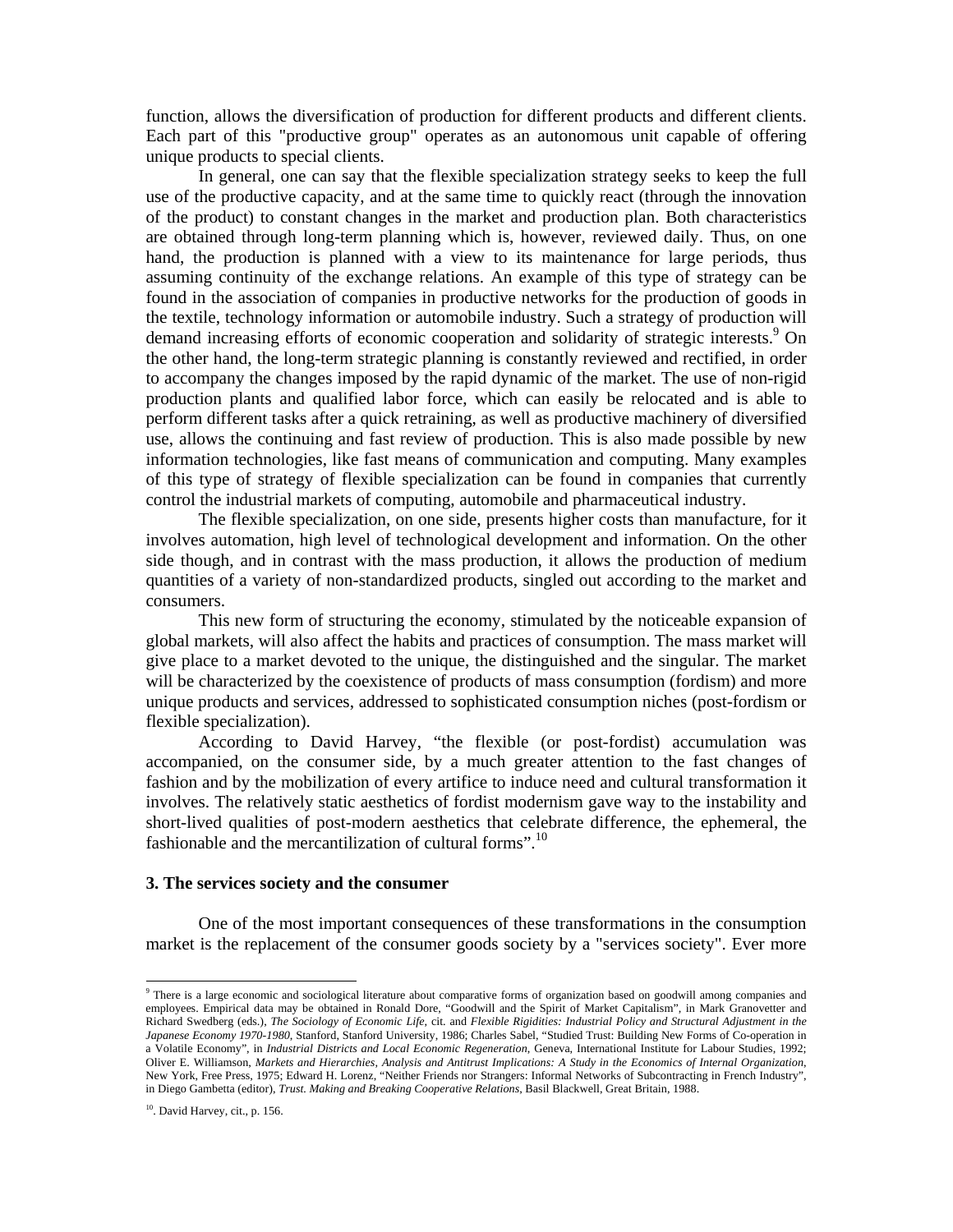function, allows the diversification of production for different products and different clients. Each part of this "productive group" operates as an autonomous unit capable of offering unique products to special clients.

In general, one can say that the flexible specialization strategy seeks to keep the full use of the productive capacity, and at the same time to quickly react (through the innovation of the product) to constant changes in the market and production plan. Both characteristics are obtained through long-term planning which is, however, reviewed daily. Thus, on one hand, the production is planned with a view to its maintenance for large periods, thus assuming continuity of the exchange relations. An example of this type of strategy can be found in the association of companies in productive networks for the production of goods in the textile, technology information or automobile industry. Such a strategy of production will demand increasing efforts of economic cooperation and solidarity of strategic interests.[9] On the other hand, the long-term strategic planning is constantly reviewed and rectified, in order to accompany the changes imposed by the rapid dynamic of the market. The use of non-rigid production plants and qualified labor force, which can easily be relocated and is able to perform different tasks after a quick retraining, as well as productive machinery of diversified use, allows the continuing and fast review of production. This is also made possible by new information technologies, like fast means of communication and computing. Many examples of this type of strategy of flexible specialization can be found in companies that currently control the industrial markets of computing, automobile and pharmaceutical industry.

The flexible specialization, on one side, presents higher costs than manufacture, for it involves automation, high level of technological development and information. On the other side though, and in contrast with the mass production, it allows the production of medium quantities of a variety of non-standardized products, singled out according to the market and consumers.

This new form of structuring the economy, stimulated by the noticeable expansion of global markets, will also affect the habits and practices of consumption. The mass market will give place to a market devoted to the unique, the distinguished and the singular. The market will be characterized by the coexistence of products of mass consumption (fordism) and more unique products and services, addressed to sophisticated consumption niches (post-fordism or flexible specialization).

According to David Harvey, "the flexible (or post-fordist) accumulation was accompanied, on the consumer side, by a much greater attention to the fast changes of fashion and by the mobilization of every artifice to induce need and cultural transformation it involves. The relatively static aesthetics of fordist modernism gave way to the instability and short-lived qualities of post-modern aesthetics that celebrate difference, the ephemeral, the fashionable and the mercantilization of cultural forms".[10]

### 3. The services society and the consumer

One of the most important consequences of these transformations in the consumption market is the replacement of the consumer goods society by a "services society". Ever more

---

[9] There is a large economic and sociological literature about comparative forms of organization based on goodwill among companies and employees. Empirical data may be obtained in Ronald Dore, "Goodwill and the Spirit of Market Capitalism", in Mark Granovetter and Richard Swedberg (eds.), *The Sociology of Economic Life*, cit. and *Flexible Rigidities: Industrial Policy and Structural Adjustment in the Japanese Economy 1970-1980*, Stanford, Stanford University, 1986; Charles Sabel, "Studied Trust: Building New Forms of Co-operation in a Volatile Economy", in *Industrial Districts and Local Economic Regeneration*, Geneva, International Institute for Labour Studies, 1992; Oliver E. Williamson, *Markets and Hierarchies, Analysis and Antitrust Implications: A Study in the Economics of Internal Organization*, New York, Free Press, 1975; Edward H. Lorenz, "Neither Friends nor Strangers: Informal Networks of Subcontracting in French Industry", in Diego Gambetta (editor), *Trust. Making and Breaking Cooperative Relations*, Basil Blackwell, Great Britain, 1988.

[10]. David Harvey, cit., p. 156.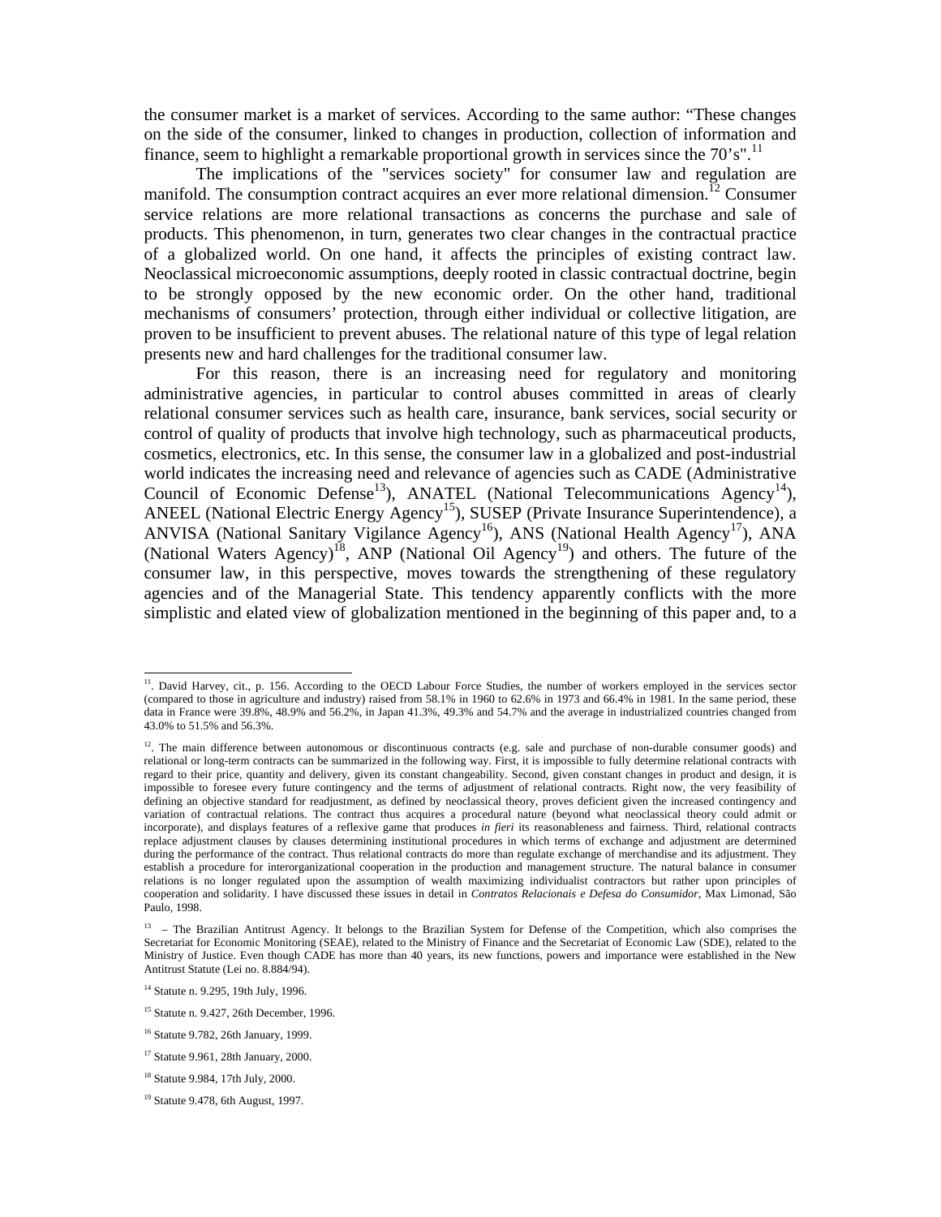the consumer market is a market of services. According to the same author: "These changes on the side of the consumer, linked to changes in production, collection of information and finance, seem to highlight a remarkable proportional growth in services since the 70's".[11]

The implications of the "services society" for consumer law and regulation are manifold. The consumption contract acquires an ever more relational dimension.[12] Consumer service relations are more relational transactions as concerns the purchase and sale of products. This phenomenon, in turn, generates two clear changes in the contractual practice of a globalized world. On one hand, it affects the principles of existing contract law. Neoclassical microeconomic assumptions, deeply rooted in classic contractual doctrine, begin to be strongly opposed by the new economic order. On the other hand, traditional mechanisms of consumers' protection, through either individual or collective litigation, are proven to be insufficient to prevent abuses. The relational nature of this type of legal relation presents new and hard challenges for the traditional consumer law.

For this reason, there is an increasing need for regulatory and monitoring administrative agencies, in particular to control abuses committed in areas of clearly relational consumer services such as health care, insurance, bank services, social security or control of quality of products that involve high technology, such as pharmaceutical products, cosmetics, electronics, etc. In this sense, the consumer law in a globalized and post-industrial world indicates the increasing need and relevance of agencies such as CADE (Administrative Council of Economic Defense[13]), ANATEL (National Telecommunications Agency[14]), ANEEL (National Electric Energy Agency[15]), SUSEP (Private Insurance Superintendence), a ANVISA (National Sanitary Vigilance Agency[16]), ANS (National Health Agency[17]), ANA (National Waters Agency)[18], ANP (National Oil Agency[19]) and others. The future of the consumer law, in this perspective, moves towards the strengthening of these regulatory agencies and of the Managerial State. This tendency apparently conflicts with the more simplistic and elated view of globalization mentioned in the beginning of this paper and, to a

---

[11]. David Harvey, cit., p. 156. According to the OECD Labour Force Studies, the number of workers employed in the services sector (compared to those in agriculture and industry) raised from 58.1% in 1960 to 62.6% in 1973 and 66.4% in 1981. In the same period, these data in France were 39.8%, 48.9% and 56.2%, in Japan 41.3%, 49.3% and 54.7% and the average in industrialized countries changed from 43.0% to 51.5% and 56.3%.

[12]. The main difference between autonomous or discontinuous contracts (e.g. sale and purchase of non-durable consumer goods) and relational or long-term contracts can be summarized in the following way. First, it is impossible to fully determine relational contracts with regard to their price, quantity and delivery, given its constant changeability. Second, given constant changes in product and design, it is impossible to foresee every future contingency and the terms of adjustment of relational contracts. Right now, the very feasibility of defining an objective standard for readjustment, as defined by neoclassical theory, proves deficient given the increased contingency and variation of contractual relations. The contract thus acquires a procedural nature (beyond what neoclassical theory could admit or incorporate), and displays features of a reflexive game that produces *in fieri* its reasonableness and fairness. Third, relational contracts replace adjustment clauses by clauses determining institutional procedures in which terms of exchange and adjustment are determined during the performance of the contract. Thus relational contracts do more than regulate exchange of merchandise and its adjustment. They establish a procedure for interorganizational cooperation in the production and management structure. The natural balance in consumer relations is no longer regulated upon the assumption of wealth maximizing individualist contractors but rather upon principles of cooperation and solidarity. I have discussed these issues in detail in *Contratos Relacionais e Defesa do Consumidor*, Max Limonad, São Paulo, 1998.

[13] – The Brazilian Antitrust Agency. It belongs to the Brazilian System for Defense of the Competition, which also comprises the Secretariat for Economic Monitoring (SEAE), related to the Ministry of Finance and the Secretariat of Economic Law (SDE), related to the Ministry of Justice. Even though CADE has more than 40 years, its new functions, powers and importance were established in the New Antitrust Statute (Lei no. 8.884/94).

[14] Statute n. 9.295, 19th July, 1996.

[15] Statute n. 9.427, 26th December, 1996.

[16] Statute 9.782, 26th January, 1999.

[17] Statute 9.961, 28th January, 2000.

[18] Statute 9.984, 17th July, 2000.

[19] Statute 9.478, 6th August, 1997.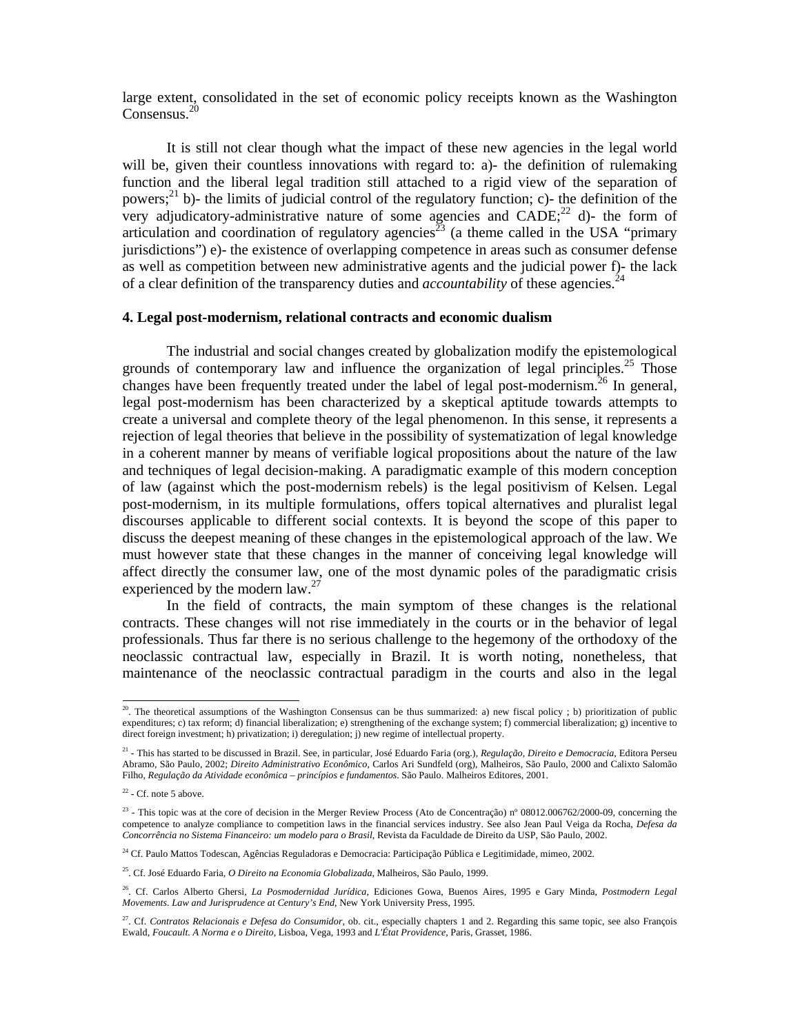large extent, consolidated in the set of economic policy receipts known as the Washington Consensus.[20]

It is still not clear though what the impact of these new agencies in the legal world will be, given their countless innovations with regard to: a)- the definition of rulemaking function and the liberal legal tradition still attached to a rigid view of the separation of powers;[21] b)- the limits of judicial control of the regulatory function; c)- the definition of the very adjudicatory-administrative nature of some agencies and CADE;[22] d)- the form of articulation and coordination of regulatory agencies[23] (a theme called in the USA "primary jurisdictions") e)- the existence of overlapping competence in areas such as consumer defense as well as competition between new administrative agents and the judicial power f)- the lack of a clear definition of the transparency duties and *accountability* of these agencies.[24]

### 4. Legal post-modernism, relational contracts and economic dualism

The industrial and social changes created by globalization modify the epistemological grounds of contemporary law and influence the organization of legal principles.[25] Those changes have been frequently treated under the label of legal post-modernism.[26] In general, legal post-modernism has been characterized by a skeptical aptitude towards attempts to create a universal and complete theory of the legal phenomenon. In this sense, it represents a rejection of legal theories that believe in the possibility of systematization of legal knowledge in a coherent manner by means of verifiable logical propositions about the nature of the law and techniques of legal decision-making. A paradigmatic example of this modern conception of law (against which the post-modernism rebels) is the legal positivism of Kelsen. Legal post-modernism, in its multiple formulations, offers topical alternatives and pluralist legal discourses applicable to different social contexts. It is beyond the scope of this paper to discuss the deepest meaning of these changes in the epistemological approach of the law. We must however state that these changes in the manner of conceiving legal knowledge will affect directly the consumer law, one of the most dynamic poles of the paradigmatic crisis experienced by the modern law.[27]

In the field of contracts, the main symptom of these changes is the relational contracts. These changes will not rise immediately in the courts or in the behavior of legal professionals. Thus far there is no serious challenge to the hegemony of the orthodoxy of the neoclassic contractual law, especially in Brazil. It is worth noting, nonetheless, that maintenance of the neoclassic contractual paradigm in the courts and also in the legal

---

[20]. The theoretical assumptions of the Washington Consensus can be thus summarized: a) new fiscal policy ; b) prioritization of public expenditures; c) tax reform; d) financial liberalization; e) strengthening of the exchange system; f) commercial liberalization; g) incentive to direct foreign investment; h) privatization; i) deregulation; j) new regime of intellectual property.

[21] - This has started to be discussed in Brazil. See, in particular, José Eduardo Faria (org.), *Regulação, Direito e Democracia*, Editora Perseu Abramo, São Paulo, 2002; *Direito Administrativo Econômico*, Carlos Ari Sundfeld (org), Malheiros, São Paulo, 2000 and Calixto Salomão Filho, *Regulação da Atividade econômica – princípios e fundamentos*. São Paulo. Malheiros Editores, 2001.

[22] - Cf. note 5 above.

[23] - This topic was at the core of decision in the Merger Review Process (Ato de Concentração) nº 08012.006762/2000-09, concerning the competence to analyze compliance to competition laws in the financial services industry. See also Jean Paul Veiga da Rocha, *Defesa da Concorrência no Sistema Financeiro: um modelo para o Brasil*, Revista da Faculdade de Direito da USP, São Paulo, 2002.

[24] Cf. Paulo Mattos Todescan, Agências Reguladoras e Democracia: Participação Pública e Legitimidade, mimeo, 2002.

[25]. Cf. José Eduardo Faria, *O Direito na Economia Globalizada*, Malheiros, São Paulo, 1999.

[26]. Cf. Carlos Alberto Ghersi, *La Posmodernidad Jurídica*, Ediciones Gowa, Buenos Aires, 1995 e Gary Minda, *Postmodern Legal Movements. Law and Jurisprudence at Century's End*, New York University Press, 1995.

[27]. Cf. *Contratos Relacionais e Defesa do Consumidor*, ob. cit., especially chapters 1 and 2. Regarding this same topic, see also François Ewald, *Foucault. A Norma e o Direito*, Lisboa, Vega, 1993 and *L'État Providence*, Paris, Grasset, 1986.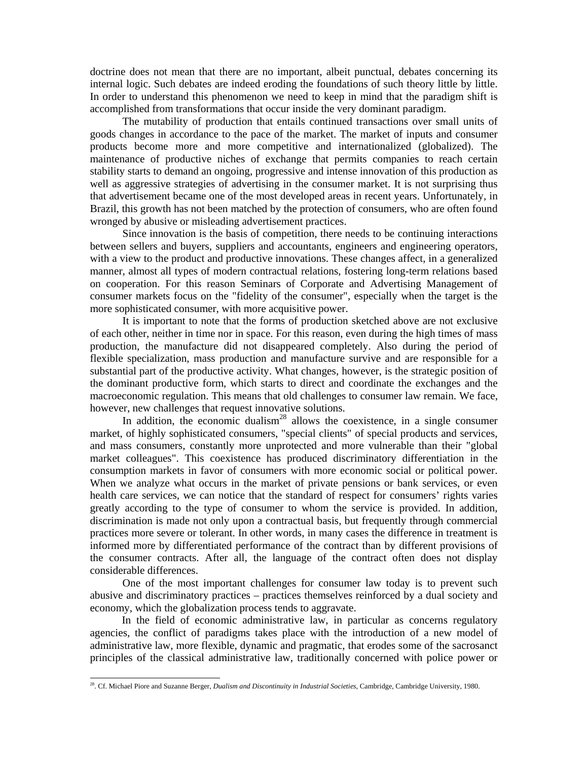doctrine does not mean that there are no important, albeit punctual, debates concerning its internal logic. Such debates are indeed eroding the foundations of such theory little by little. In order to understand this phenomenon we need to keep in mind that the paradigm shift is accomplished from transformations that occur inside the very dominant paradigm.

The mutability of production that entails continued transactions over small units of goods changes in accordance to the pace of the market. The market of inputs and consumer products become more and more competitive and internationalized (globalized). The maintenance of productive niches of exchange that permits companies to reach certain stability starts to demand an ongoing, progressive and intense innovation of this production as well as aggressive strategies of advertising in the consumer market. It is not surprising thus that advertisement became one of the most developed areas in recent years. Unfortunately, in Brazil, this growth has not been matched by the protection of consumers, who are often found wronged by abusive or misleading advertisement practices.

Since innovation is the basis of competition, there needs to be continuing interactions between sellers and buyers, suppliers and accountants, engineers and engineering operators, with a view to the product and productive innovations. These changes affect, in a generalized manner, almost all types of modern contractual relations, fostering long-term relations based on cooperation. For this reason Seminars of Corporate and Advertising Management of consumer markets focus on the "fidelity of the consumer", especially when the target is the more sophisticated consumer, with more acquisitive power.

It is important to note that the forms of production sketched above are not exclusive of each other, neither in time nor in space. For this reason, even during the high times of mass production, the manufacture did not disappeared completely. Also during the period of flexible specialization, mass production and manufacture survive and are responsible for a substantial part of the productive activity. What changes, however, is the strategic position of the dominant productive form, which starts to direct and coordinate the exchanges and the macroeconomic regulation. This means that old challenges to consumer law remain. We face, however, new challenges that request innovative solutions.

In addition, the economic dualism[28] allows the coexistence, in a single consumer market, of highly sophisticated consumers, "special clients" of special products and services, and mass consumers, constantly more unprotected and more vulnerable than their "global market colleagues". This coexistence has produced discriminatory differentiation in the consumption markets in favor of consumers with more economic social or political power. When we analyze what occurs in the market of private pensions or bank services, or even health care services, we can notice that the standard of respect for consumers' rights varies greatly according to the type of consumer to whom the service is provided. In addition, discrimination is made not only upon a contractual basis, but frequently through commercial practices more severe or tolerant. In other words, in many cases the difference in treatment is informed more by differentiated performance of the contract than by different provisions of the consumer contracts. After all, the language of the contract often does not display considerable differences.

One of the most important challenges for consumer law today is to prevent such abusive and discriminatory practices – practices themselves reinforced by a dual society and economy, which the globalization process tends to aggravate.

In the field of economic administrative law, in particular as concerns regulatory agencies, the conflict of paradigms takes place with the introduction of a new model of administrative law, more flexible, dynamic and pragmatic, that erodes some of the sacrosanct principles of the classical administrative law, traditionally concerned with police power or

---

[28]. Cf. Michael Piore and Suzanne Berger, *Dualism and Discontinuity in Industrial Societies*, Cambridge, Cambridge University, 1980.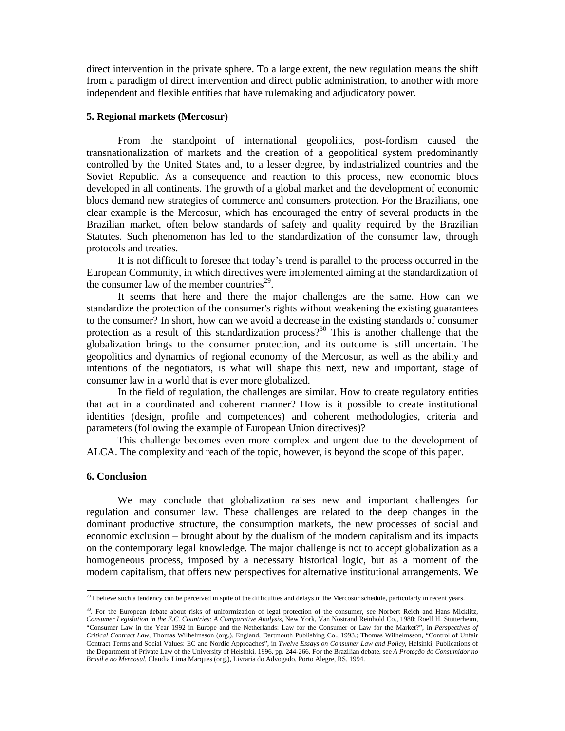direct intervention in the private sphere. To a large extent, the new regulation means the shift from a paradigm of direct intervention and direct public administration, to another with more independent and flexible entities that have rulemaking and adjudicatory power.

## 5. Regional markets (Mercosur)

From the standpoint of international geopolitics, post-fordism caused the transnationalization of markets and the creation of a geopolitical system predominantly controlled by the United States and, to a lesser degree, by industrialized countries and the Soviet Republic. As a consequence and reaction to this process, new economic blocs developed in all continents. The growth of a global market and the development of economic blocs demand new strategies of commerce and consumers protection. For the Brazilians, one clear example is the Mercosur, which has encouraged the entry of several products in the Brazilian market, often below standards of safety and quality required by the Brazilian Statutes. Such phenomenon has led to the standardization of the consumer law, through protocols and treaties.

It is not difficult to foresee that today's trend is parallel to the process occurred in the European Community, in which directives were implemented aiming at the standardization of the consumer law of the member countries[29].

It seems that here and there the major challenges are the same. How can we standardize the protection of the consumer's rights without weakening the existing guarantees to the consumer? In short, how can we avoid a decrease in the existing standards of consumer protection as a result of this standardization process?[30] This is another challenge that the globalization brings to the consumer protection, and its outcome is still uncertain. The geopolitics and dynamics of regional economy of the Mercosur, as well as the ability and intentions of the negotiators, is what will shape this next, new and important, stage of consumer law in a world that is ever more globalized.

In the field of regulation, the challenges are similar. How to create regulatory entities that act in a coordinated and coherent manner? How is it possible to create institutional identities (design, profile and competences) and coherent methodologies, criteria and parameters (following the example of European Union directives)?

This challenge becomes even more complex and urgent due to the development of ALCA. The complexity and reach of the topic, however, is beyond the scope of this paper.

## 6. Conclusion

We may conclude that globalization raises new and important challenges for regulation and consumer law. These challenges are related to the deep changes in the dominant productive structure, the consumption markets, the new processes of social and economic exclusion – brought about by the dualism of the modern capitalism and its impacts on the contemporary legal knowledge. The major challenge is not to accept globalization as a homogeneous process, imposed by a necessary historical logic, but as a moment of the modern capitalism, that offers new perspectives for alternative institutional arrangements. We

---

[29] I believe such a tendency can be perceived in spite of the difficulties and delays in the Mercosur schedule, particularly in recent years.

[30]. For the European debate about risks of uniformization of legal protection of the consumer, see Norbert Reich and Hans Micklitz, *Consumer Legislation in the E.C. Countries: A Comparative Analysis*, New York, Van Nostrand Reinhold Co., 1980; Roelf H. Stutterheim, "Consumer Law in the Year 1992 in Europe and the Netherlands: Law for the Consumer or Law for the Market?", in *Perspectives of Critical Contract Law*, Thomas Wilhelmsson (org.), England, Dartmouth Publishing Co., 1993.; Thomas Wilhelmsson, "Control of Unfair Contract Terms and Social Values: EC and Nordic Approaches", in *Twelve Essays on Consumer Law and Policy*, Helsinki, Publications of the Department of Private Law of the University of Helsinki, 1996, pp. 244-266. For the Brazilian debate, see *A Proteção do Consumidor no Brasil e no Mercosul*, Claudia Lima Marques (org.), Livraria do Advogado, Porto Alegre, RS, 1994.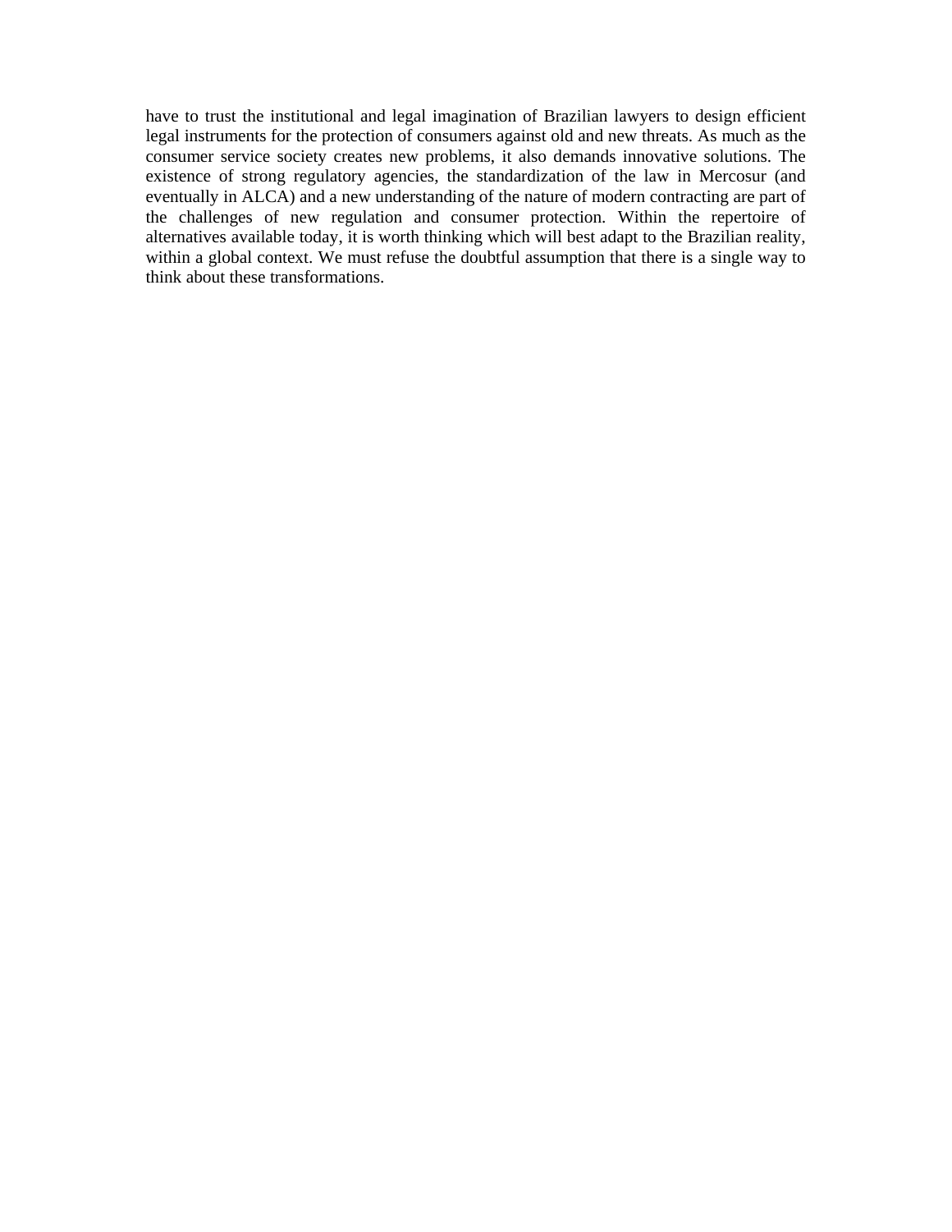have to trust the institutional and legal imagination of Brazilian lawyers to design efficient legal instruments for the protection of consumers against old and new threats. As much as the consumer service society creates new problems, it also demands innovative solutions. The existence of strong regulatory agencies, the standardization of the law in Mercosur (and eventually in ALCA) and a new understanding of the nature of modern contracting are part of the challenges of new regulation and consumer protection. Within the repertoire of alternatives available today, it is worth thinking which will best adapt to the Brazilian reality, within a global context. We must refuse the doubtful assumption that there is a single way to think about these transformations.